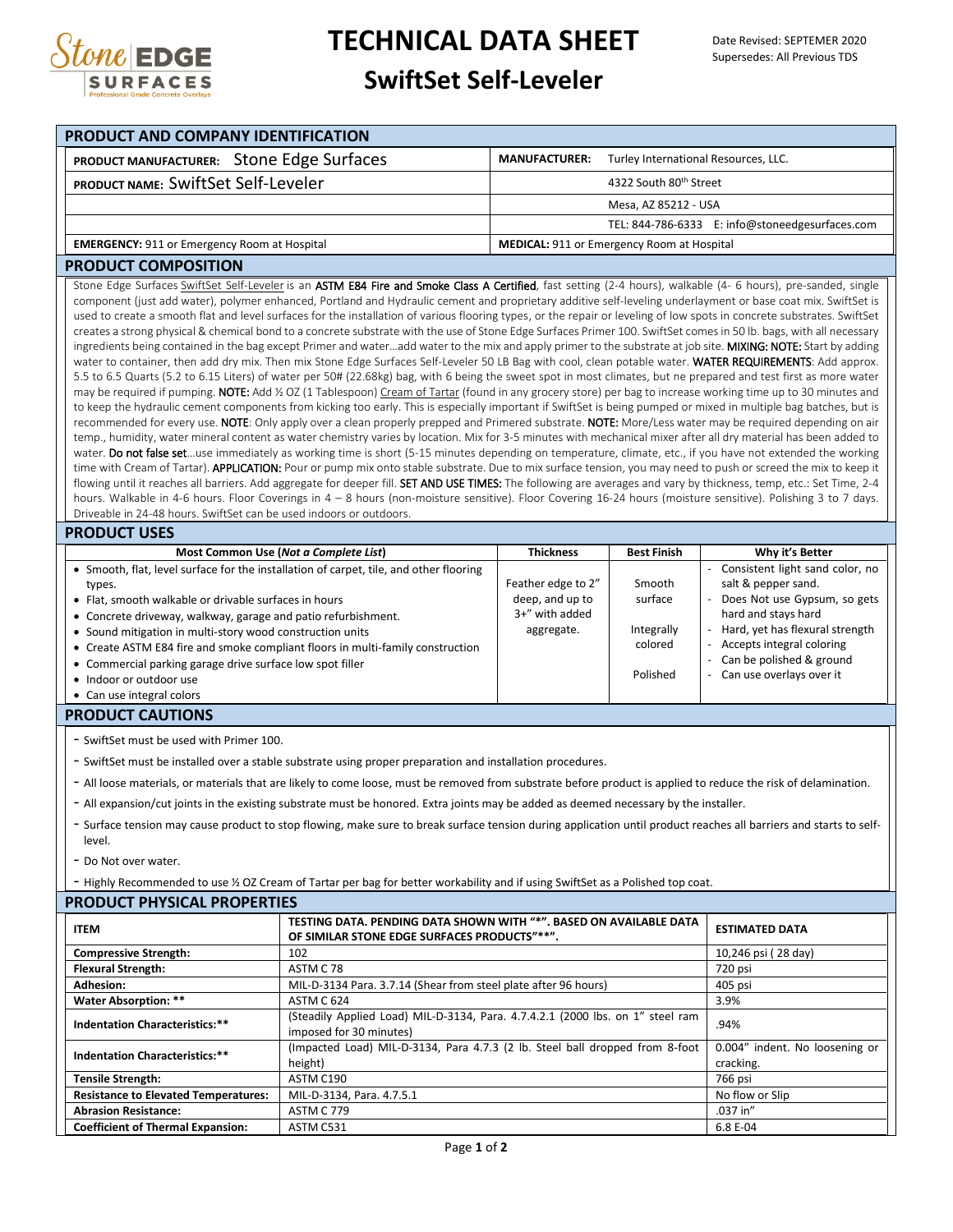# TECHNICAL DATA SHEET

## SwiftSet Self-Leveler

Date Revised: SEPTEMER 2020
Supersedes: All Previous TDS

## PRODUCT AND COMPANY IDENTIFICATION

| | |
|---|---|
| **PRODUCT MANUFACTURER:** Stone Edge Surfaces | **MANUFACTURER:** Turley International Resources, LLC. |
| **PRODUCT NAME:** SwiftSet Self-Leveler | 4322 South 80th Street |
| | Mesa, AZ 85212 - USA |
| | TEL: 844-786-6333 E: info@stoneedgesurfaces.com |
| **EMERGENCY:** 911 or Emergency Room at Hospital | **MEDICAL:** 911 or Emergency Room at Hospital |

## PRODUCT COMPOSITION

Stone Edge Surfaces SwiftSet Self-Leveler is an **ASTM E84 Fire and Smoke Class A Certified**, fast setting (2-4 hours), walkable (4- 6 hours), pre-sanded, single component (just add water), polymer enhanced, Portland and Hydraulic cement and proprietary additive self-leveling underlayment or base coat mix. SwiftSet is used to create a smooth flat and level surfaces for the installation of various flooring types, or the repair or leveling of low spots in concrete substrates. SwiftSet creates a strong physical & chemical bond to a concrete substrate with the use of Stone Edge Surfaces Primer 100. SwiftSet comes in 50 lb. bags, with all necessary ingredients being contained in the bag except Primer and water…add water to the mix and apply primer to the substrate at job site. **MIXING: NOTE:** Start by adding water to container, then add dry mix. Then mix Stone Edge Surfaces Self-Leveler 50 LB Bag with cool, clean potable water. **WATER REQUIREMENTS**: Add approx. 5.5 to 6.5 Quarts (5.2 to 6.15 Liters) of water per 50# (22.68kg) bag, with 6 being the sweet spot in most climates, but ne prepared and test first as more water may be required if pumping. **NOTE:** Add ½ OZ (1 Tablespoon) Cream of Tartar (found in any grocery store) per bag to increase working time up to 30 minutes and to keep the hydraulic cement components from kicking too early. This is especially important if SwiftSet is being pumped or mixed in multiple bag batches, but is recommended for every use. **NOTE**: Only apply over a clean properly prepped and Primered substrate. **NOTE:** More/Less water may be required depending on air temp., humidity, water mineral content as water chemistry varies by location. Mix for 3-5 minutes with mechanical mixer after all dry material has been added to water. **Do not false set**…use immediately as working time is short (5-15 minutes depending on temperature, climate, etc., if you have not extended the working time with Cream of Tartar). **APPLICATION:** Pour or pump mix onto stable substrate. Due to mix surface tension, you may need to push or screed the mix to keep it flowing until it reaches all barriers. Add aggregate for deeper fill. **SET AND USE TIMES:** The following are averages and vary by thickness, temp, etc.: Set Time, 2-4 hours. Walkable in 4-6 hours. Floor Coverings in 4 – 8 hours (non-moisture sensitive). Floor Covering 16-24 hours (moisture sensitive). Polishing 3 to 7 days. Driveable in 24-48 hours. SwiftSet can be used indoors or outdoors.

## PRODUCT USES

| Most Common Use (*Not a Complete List*) | Thickness | Best Finish | Why it's Better |
|---|---|---|---|
| • Smooth, flat, level surface for the installation of carpet, tile, and other flooring types.<br>• Flat, smooth walkable or drivable surfaces in hours<br>• Concrete driveway, walkway, garage and patio refurbishment.<br>• Sound mitigation in multi-story wood construction units<br>• Create ASTM E84 fire and smoke compliant floors in multi-family construction<br>• Commercial parking garage drive surface low spot filler<br>• Indoor or outdoor use<br>• Can use integral colors | Feather edge to 2" deep, and up to 3+" with added aggregate. | Smooth surface<br><br>Integrally colored<br><br>Polished | - Consistent light sand color, no salt & pepper sand.<br>- Does Not use Gypsum, so gets hard and stays hard<br>- Hard, yet has flexural strength<br>- Accepts integral coloring<br>- Can be polished & ground<br>- Can use overlays over it |

## PRODUCT CAUTIONS

- SwiftSet must be used with Primer 100.
- SwiftSet must be installed over a stable substrate using proper preparation and installation procedures.
- All loose materials, or materials that are likely to come loose, must be removed from substrate before product is applied to reduce the risk of delamination.
- All expansion/cut joints in the existing substrate must be honored. Extra joints may be added as deemed necessary by the installer.
- Surface tension may cause product to stop flowing, make sure to break surface tension during application until product reaches all barriers and starts to self-level.
- Do Not over water.
- Highly Recommended to use ½ OZ Cream of Tartar per bag for better workability and if using SwiftSet as a Polished top coat.

## PRODUCT PHYSICAL PROPERTIES

| ITEM | TESTING DATA. PENDING DATA SHOWN WITH "*". BASED ON AVAILABLE DATA OF SIMILAR STONE EDGE SURFACES PRODUCTS"**". | ESTIMATED DATA |
|---|---|---|
| **Compressive Strength:** | 102 | 10,246 psi ( 28 day) |
| **Flexural Strength:** | ASTM C 78 | 720 psi |
| **Adhesion:** | MIL-D-3134 Para. 3.7.14 (Shear from steel plate after 96 hours) | 405 psi |
| **Water Absorption: \*\*** | ASTM C 624 | 3.9% |
| **Indentation Characteristics:\*\*** | (Steadily Applied Load) MIL-D-3134, Para. 4.7.4.2.1 (2000 lbs. on 1" steel ram imposed for 30 minutes) | .94% |
| **Indentation Characteristics:\*\*** | (Impacted Load) MIL-D-3134, Para 4.7.3 (2 lb. Steel ball dropped from 8-foot height) | 0.004" indent. No loosening or cracking. |
| **Tensile Strength:** | ASTM C190 | 766 psi |
| **Resistance to Elevated Temperatures:** | MIL-D-3134, Para. 4.7.5.1 | No flow or Slip |
| **Abrasion Resistance:** | ASTM C 779 | .037 in" |
| **Coefficient of Thermal Expansion:** | ASTM C531 | 6.8 E-04 |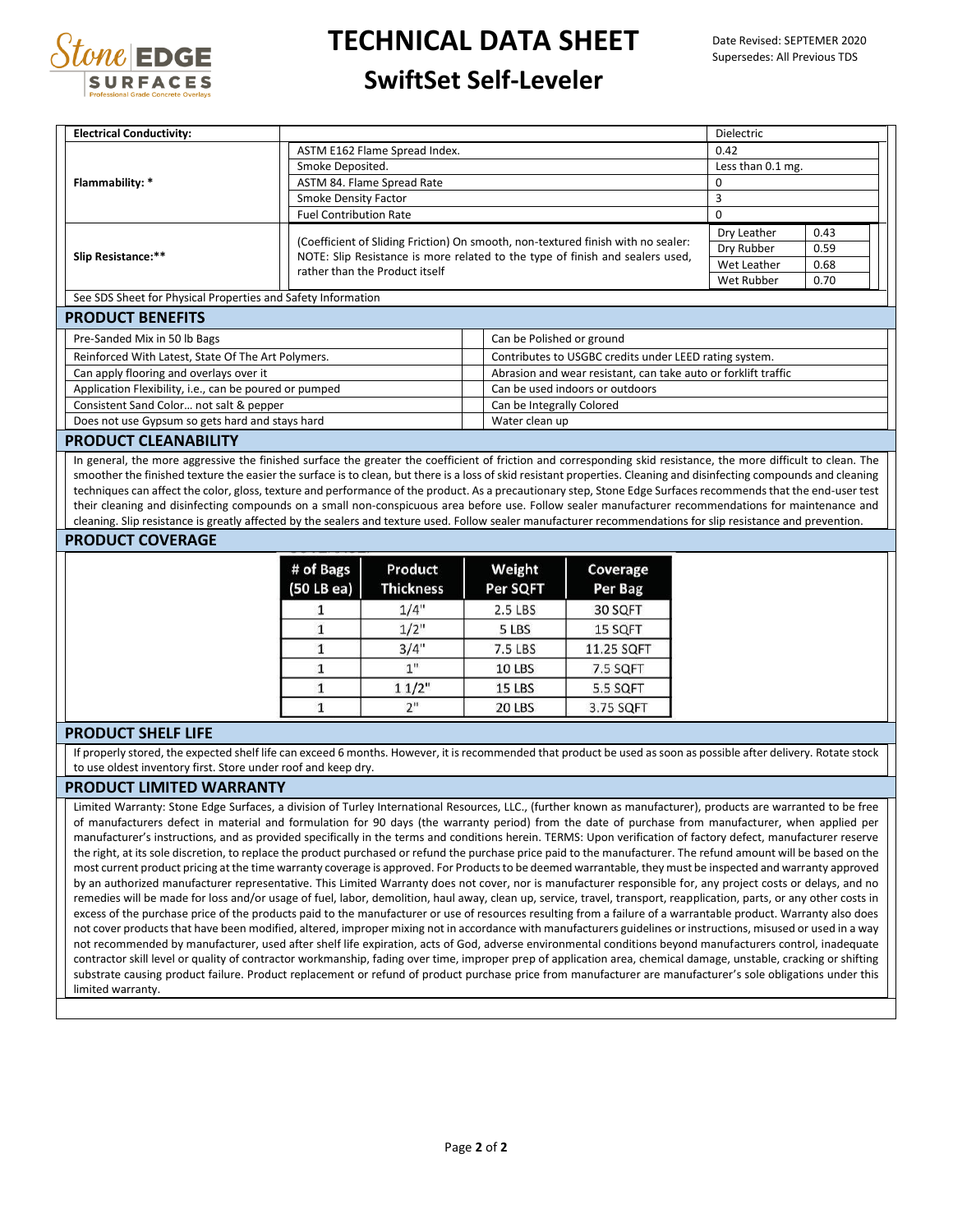# TECHNICAL DATA SHEET

## SwiftSet Self-Leveler

Date Revised: SEPTEMER 2020
Supersedes: All Previous TDS

| | | | |
|---|---|---|---|
| **Electrical Conductivity:** | | Dielectric | |
| **Flammability: *** | ASTM E162 Flame Spread Index. | 0.42 | |
| | Smoke Deposited. | Less than 0.1 mg. | |
| | ASTM 84. Flame Spread Rate | 0 | |
| | Smoke Density Factor | 3 | |
| | Fuel Contribution Rate | 0 | |
| **Slip Resistance:**** | (Coefficient of Sliding Friction) On smooth, non-textured finish with no sealer: NOTE: Slip Resistance is more related to the type of finish and sealers used, rather than the Product itself | Dry Leather | 0.43 |
| | | Dry Rubber | 0.59 |
| | | Wet Leather | 0.68 |
| | | Wet Rubber | 0.70 |

See SDS Sheet for Physical Properties and Safety Information

## PRODUCT BENEFITS

| | |
|---|---|
| Pre-Sanded Mix in 50 lb Bags | Can be Polished or ground |
| Reinforced With Latest, State Of The Art Polymers. | Contributes to USGBC credits under LEED rating system. |
| Can apply flooring and overlays over it | Abrasion and wear resistant, can take auto or forklift traffic |
| Application Flexibility, i.e., can be poured or pumped | Can be used indoors or outdoors |
| Consistent Sand Color… not salt & pepper | Can be Integrally Colored |
| Does not use Gypsum so gets hard and stays hard | Water clean up |

## PRODUCT CLEANABILITY

In general, the more aggressive the finished surface the greater the coefficient of friction and corresponding skid resistance, the more difficult to clean. The smoother the finished texture the easier the surface is to clean, but there is a loss of skid resistant properties. Cleaning and disinfecting compounds and cleaning techniques can affect the color, gloss, texture and performance of the product. As a precautionary step, Stone Edge Surfaces recommends that the end-user test their cleaning and disinfecting compounds on a small non-conspicuous area before use. Follow sealer manufacturer recommendations for maintenance and cleaning. Slip resistance is greatly affected by the sealers and texture used. Follow sealer manufacturer recommendations for slip resistance and prevention.

## PRODUCT COVERAGE

| # of Bags (50 LB ea) | Product Thickness | Weight Per SQFT | Coverage Per Bag |
|---|---|---|---|
| 1 | 1/4" | 2.5 LBS | 30 SQFT |
| 1 | 1/2" | 5 LBS | 15 SQFT |
| 1 | 3/4" | 7.5 LBS | 11.25 SQFT |
| 1 | 1" | 10 LBS | 7.5 SQFT |
| 1 | 1 1/2" | 15 LBS | 5.5 SQFT |
| 1 | 2" | 20 LBS | 3.75 SQFT |

## PRODUCT SHELF LIFE

If properly stored, the expected shelf life can exceed 6 months. However, it is recommended that product be used as soon as possible after delivery. Rotate stock to use oldest inventory first. Store under roof and keep dry.

## PRODUCT LIMITED WARRANTY

Limited Warranty: Stone Edge Surfaces, a division of Turley International Resources, LLC., (further known as manufacturer), products are warranted to be free of manufacturers defect in material and formulation for 90 days (the warranty period) from the date of purchase from manufacturer, when applied per manufacturer's instructions, and as provided specifically in the terms and conditions herein. TERMS: Upon verification of factory defect, manufacturer reserve the right, at its sole discretion, to replace the product purchased or refund the purchase price paid to the manufacturer. The refund amount will be based on the most current product pricing at the time warranty coverage is approved. For Products to be deemed warrantable, they must be inspected and warranty approved by an authorized manufacturer representative. This Limited Warranty does not cover, nor is manufacturer responsible for, any project costs or delays, and no remedies will be made for loss and/or usage of fuel, labor, demolition, haul away, clean up, service, travel, transport, reapplication, parts, or any other costs in excess of the purchase price of the products paid to the manufacturer or use of resources resulting from a failure of a warrantable product. Warranty also does not cover products that have been modified, altered, improper mixing not in accordance with manufacturers guidelines or instructions, misused or used in a way not recommended by manufacturer, used after shelf life expiration, acts of God, adverse environmental conditions beyond manufacturers control, inadequate contractor skill level or quality of contractor workmanship, fading over time, improper prep of application area, chemical damage, unstable, cracking or shifting substrate causing product failure. Product replacement or refund of product purchase price from manufacturer are manufacturer's sole obligations under this limited warranty.